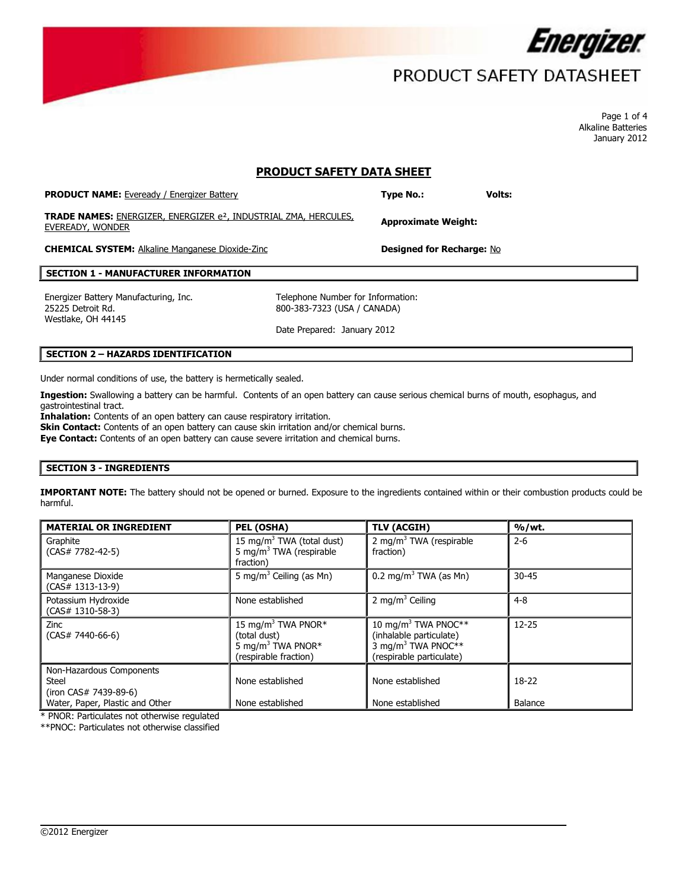# PRODUCT SAFETY DATASHEET

Page 1 of 4
Alkaline Batteries
January 2012

## PRODUCT SAFETY DATA SHEET

**PRODUCT NAME:** Eveready / Energizer Battery

**Type No.:** **Volts:**

**TRADE NAMES:** ENERGIZER, ENERGIZER e², INDUSTRIAL ZMA, HERCULES, EVEREADY, WONDER

**Approximate Weight:**

**CHEMICAL SYSTEM:** Alkaline Manganese Dioxide-Zinc

**Designed for Recharge:** No

### SECTION 1 - MANUFACTURER INFORMATION

Energizer Battery Manufacturing, Inc.
25225 Detroit Rd.
Westlake, OH 44145

Telephone Number for Information:
800-383-7323 (USA / CANADA)

Date Prepared: January 2012

### SECTION 2 – HAZARDS IDENTIFICATION

Under normal conditions of use, the battery is hermetically sealed.

**Ingestion:** Swallowing a battery can be harmful. Contents of an open battery can cause serious chemical burns of mouth, esophagus, and gastrointestinal tract.
**Inhalation:** Contents of an open battery can cause respiratory irritation.
**Skin Contact:** Contents of an open battery can cause skin irritation and/or chemical burns.
**Eye Contact:** Contents of an open battery can cause severe irritation and chemical burns.

### SECTION 3 - INGREDIENTS

**IMPORTANT NOTE:** The battery should not be opened or burned. Exposure to the ingredients contained within or their combustion products could be harmful.

| MATERIAL OR INGREDIENT | PEL (OSHA) | TLV (ACGIH) | %/wt. |
|---|---|---|---|
| Graphite (CAS# 7782-42-5) | 15 $mg/m^3$ TWA (total dust) 5 $mg/m^3$ TWA (respirable fraction) | 2 $mg/m^3$ TWA (respirable fraction) | 2-6 |
| Manganese Dioxide (CAS# 1313-13-9) | 5 $mg/m^3$ Ceiling (as Mn) | 0.2 $mg/m^3$ TWA (as Mn) | 30-45 |
| Potassium Hydroxide (CAS# 1310-58-3) | None established | 2 $mg/m^3$ Ceiling | 4-8 |
| Zinc (CAS# 7440-66-6) | 15 $mg/m^3$ TWA PNOR* (total dust) 5 $mg/m^3$ TWA PNOR* (respirable fraction) | 10 $mg/m^3$ TWA PNOC** (inhalable particulate) 3 $mg/m^3$ TWA PNOC** (respirable particulate) | 12-25 |
| Non-Hazardous Components Steel (iron CAS# 7439-89-6) | None established | None established | 18-22 |
| Water, Paper, Plastic and Other | None established | None established | Balance |

\* PNOR: Particulates not otherwise regulated
\*\*PNOC: Particulates not otherwise classified

©2012 Energizer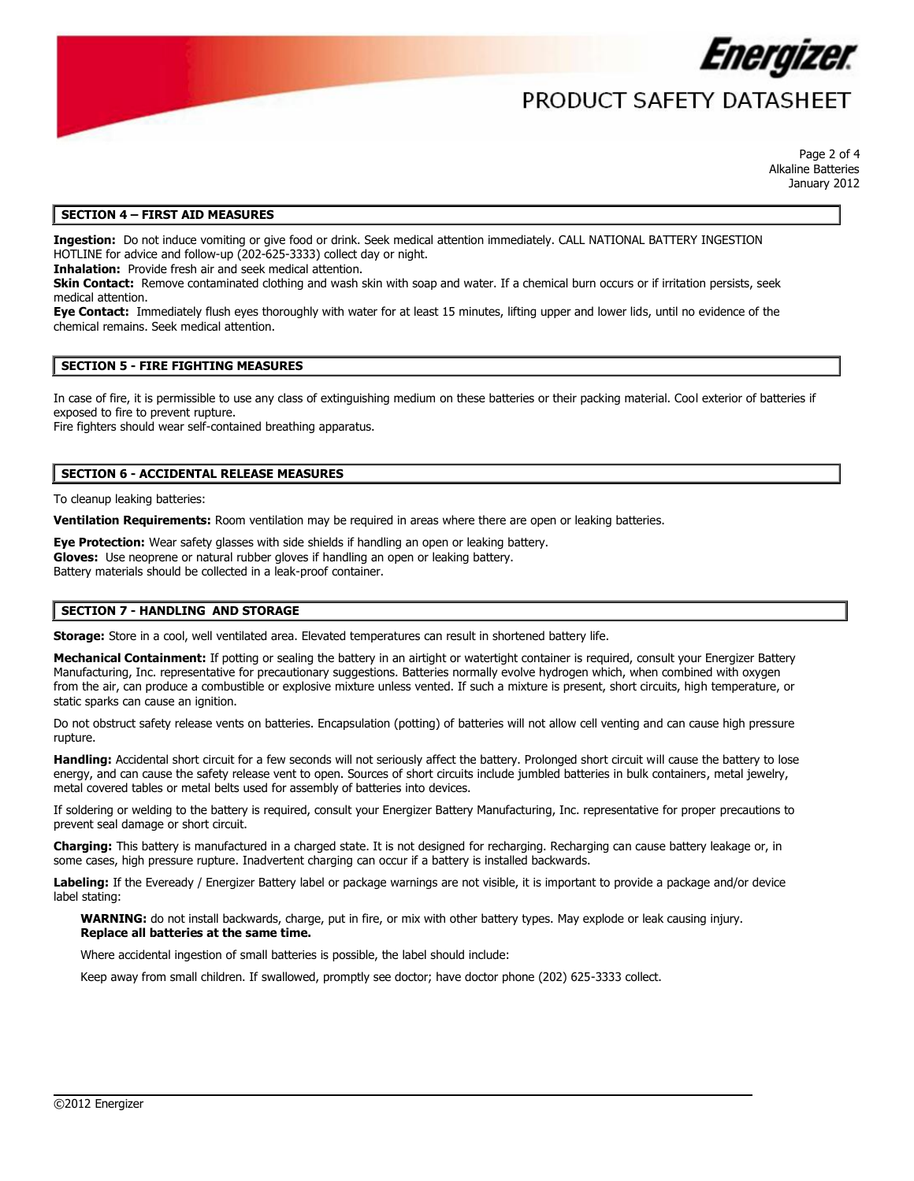## SECTION 4 – FIRST AID MEASURES

**Ingestion:** Do not induce vomiting or give food or drink. Seek medical attention immediately. CALL NATIONAL BATTERY INGESTION HOTLINE for advice and follow-up (202-625-3333) collect day or night.

**Inhalation:** Provide fresh air and seek medical attention.

**Skin Contact:** Remove contaminated clothing and wash skin with soap and water. If a chemical burn occurs or if irritation persists, seek medical attention.

**Eye Contact:** Immediately flush eyes thoroughly with water for at least 15 minutes, lifting upper and lower lids, until no evidence of the chemical remains. Seek medical attention.

## SECTION 5 - FIRE FIGHTING MEASURES

In case of fire, it is permissible to use any class of extinguishing medium on these batteries or their packing material. Cool exterior of batteries if exposed to fire to prevent rupture.

Fire fighters should wear self-contained breathing apparatus.

## SECTION 6 - ACCIDENTAL RELEASE MEASURES

To cleanup leaking batteries:

**Ventilation Requirements:** Room ventilation may be required in areas where there are open or leaking batteries.

**Eye Protection:** Wear safety glasses with side shields if handling an open or leaking battery.

**Gloves:** Use neoprene or natural rubber gloves if handling an open or leaking battery.

Battery materials should be collected in a leak-proof container.

## SECTION 7 - HANDLING AND STORAGE

**Storage:** Store in a cool, well ventilated area. Elevated temperatures can result in shortened battery life.

**Mechanical Containment:** If potting or sealing the battery in an airtight or watertight container is required, consult your Energizer Battery Manufacturing, Inc. representative for precautionary suggestions. Batteries normally evolve hydrogen which, when combined with oxygen from the air, can produce a combustible or explosive mixture unless vented. If such a mixture is present, short circuits, high temperature, or static sparks can cause an ignition.

Do not obstruct safety release vents on batteries. Encapsulation (potting) of batteries will not allow cell venting and can cause high pressure rupture.

**Handling:** Accidental short circuit for a few seconds will not seriously affect the battery. Prolonged short circuit will cause the battery to lose energy, and can cause the safety release vent to open. Sources of short circuits include jumbled batteries in bulk containers, metal jewelry, metal covered tables or metal belts used for assembly of batteries into devices.

If soldering or welding to the battery is required, consult your Energizer Battery Manufacturing, Inc. representative for proper precautions to prevent seal damage or short circuit.

**Charging:** This battery is manufactured in a charged state. It is not designed for recharging. Recharging can cause battery leakage or, in some cases, high pressure rupture. Inadvertent charging can occur if a battery is installed backwards.

**Labeling:** If the Eveready / Energizer Battery label or package warnings are not visible, it is important to provide a package and/or device label stating:

> **WARNING:** do not install backwards, charge, put in fire, or mix with other battery types. May explode or leak causing injury.
> **Replace all batteries at the same time.**
>
> Where accidental ingestion of small batteries is possible, the label should include:
>
> Keep away from small children. If swallowed, promptly see doctor; have doctor phone (202) 625-3333 collect.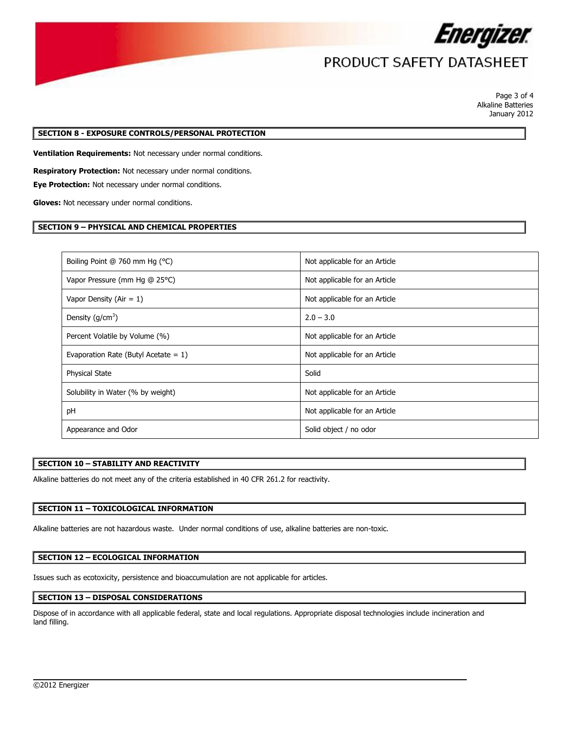## SECTION 8 - EXPOSURE CONTROLS/PERSONAL PROTECTION

**Ventilation Requirements:** Not necessary under normal conditions.

**Respiratory Protection:** Not necessary under normal conditions.

**Eye Protection:** Not necessary under normal conditions.

**Gloves:** Not necessary under normal conditions.

## SECTION 9 – PHYSICAL AND CHEMICAL PROPERTIES

| Property | Value |
|---|---|
| Boiling Point @ 760 mm Hg (°C) | Not applicable for an Article |
| Vapor Pressure (mm Hg @ 25°C) | Not applicable for an Article |
| Vapor Density (Air = 1) | Not applicable for an Article |
| Density (g/cm$^3$) | 2.0 – 3.0 |
| Percent Volatile by Volume (%) | Not applicable for an Article |
| Evaporation Rate (Butyl Acetate = 1) | Not applicable for an Article |
| Physical State | Solid |
| Solubility in Water (% by weight) | Not applicable for an Article |
| pH | Not applicable for an Article |
| Appearance and Odor | Solid object / no odor |

## SECTION 10 – STABILITY AND REACTIVITY

Alkaline batteries do not meet any of the criteria established in 40 CFR 261.2 for reactivity.

## SECTION 11 – TOXICOLOGICAL INFORMATION

Alkaline batteries are not hazardous waste. Under normal conditions of use, alkaline batteries are non-toxic.

## SECTION 12 – ECOLOGICAL INFORMATION

Issues such as ecotoxicity, persistence and bioaccumulation are not applicable for articles.

## SECTION 13 – DISPOSAL CONSIDERATIONS

Dispose of in accordance with all applicable federal, state and local regulations. Appropriate disposal technologies include incineration and land filling.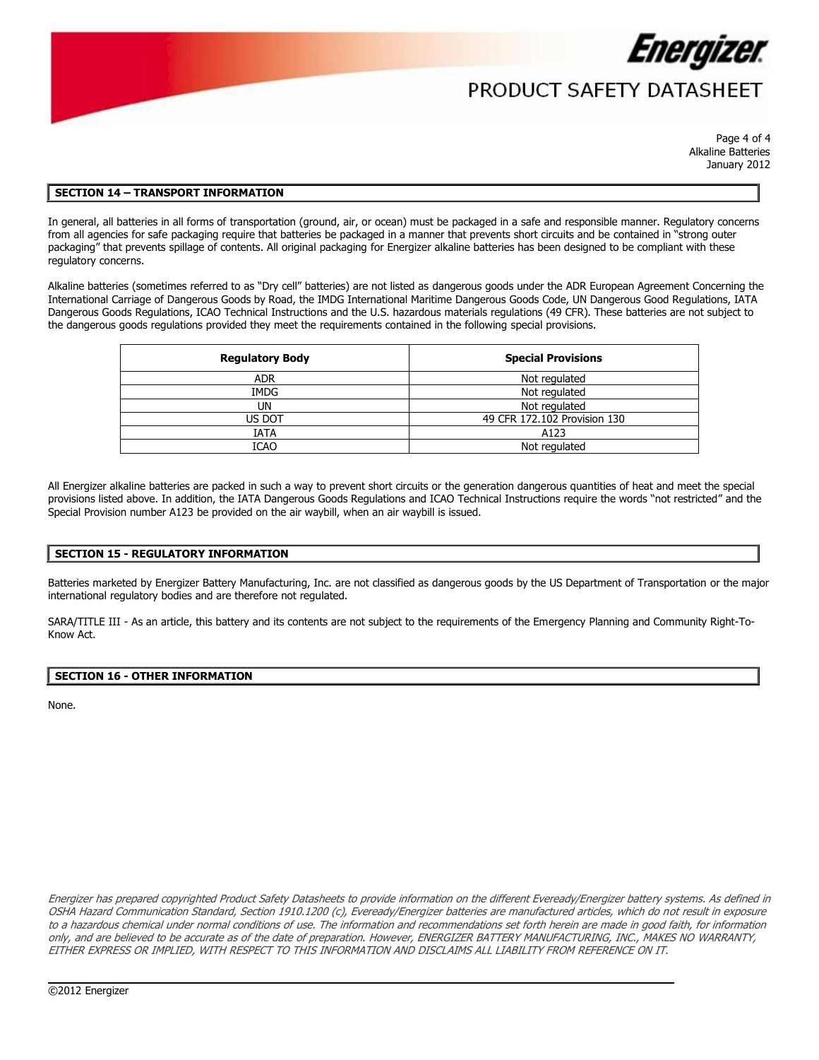## SECTION 14 – TRANSPORT INFORMATION

In general, all batteries in all forms of transportation (ground, air, or ocean) must be packaged in a safe and responsible manner. Regulatory concerns from all agencies for safe packaging require that batteries be packaged in a manner that prevents short circuits and be contained in "strong outer packaging" that prevents spillage of contents. All original packaging for Energizer alkaline batteries has been designed to be compliant with these regulatory concerns.

Alkaline batteries (sometimes referred to as "Dry cell" batteries) are not listed as dangerous goods under the ADR European Agreement Concerning the International Carriage of Dangerous Goods by Road, the IMDG International Maritime Dangerous Goods Code, UN Dangerous Good Regulations, IATA Dangerous Goods Regulations, ICAO Technical Instructions and the U.S. hazardous materials regulations (49 CFR). These batteries are not subject to the dangerous goods regulations provided they meet the requirements contained in the following special provisions.

| Regulatory Body | Special Provisions |
|---|---|
| ADR | Not regulated |
| IMDG | Not regulated |
| UN | Not regulated |
| US DOT | 49 CFR 172.102 Provision 130 |
| IATA | A123 |
| ICAO | Not regulated |

All Energizer alkaline batteries are packed in such a way to prevent short circuits or the generation dangerous quantities of heat and meet the special provisions listed above. In addition, the IATA Dangerous Goods Regulations and ICAO Technical Instructions require the words "not restricted" and the Special Provision number A123 be provided on the air waybill, when an air waybill is issued.

## SECTION 15 - REGULATORY INFORMATION

Batteries marketed by Energizer Battery Manufacturing, Inc. are not classified as dangerous goods by the US Department of Transportation or the major international regulatory bodies and are therefore not regulated.

SARA/TITLE III - As an article, this battery and its contents are not subject to the requirements of the Emergency Planning and Community Right-To-Know Act.

## SECTION 16 - OTHER INFORMATION

None.

*Energizer has prepared copyrighted Product Safety Datasheets to provide information on the different Eveready/Energizer battery systems. As defined in OSHA Hazard Communication Standard, Section 1910.1200 (c), Eveready/Energizer batteries are manufactured articles, which do not result in exposure to a hazardous chemical under normal conditions of use. The information and recommendations set forth herein are made in good faith, for information only, and are believed to be accurate as of the date of preparation. However, ENERGIZER BATTERY MANUFACTURING, INC., MAKES NO WARRANTY, EITHER EXPRESS OR IMPLIED, WITH RESPECT TO THIS INFORMATION AND DISCLAIMS ALL LIABILITY FROM REFERENCE ON IT.*

©2012 Energizer